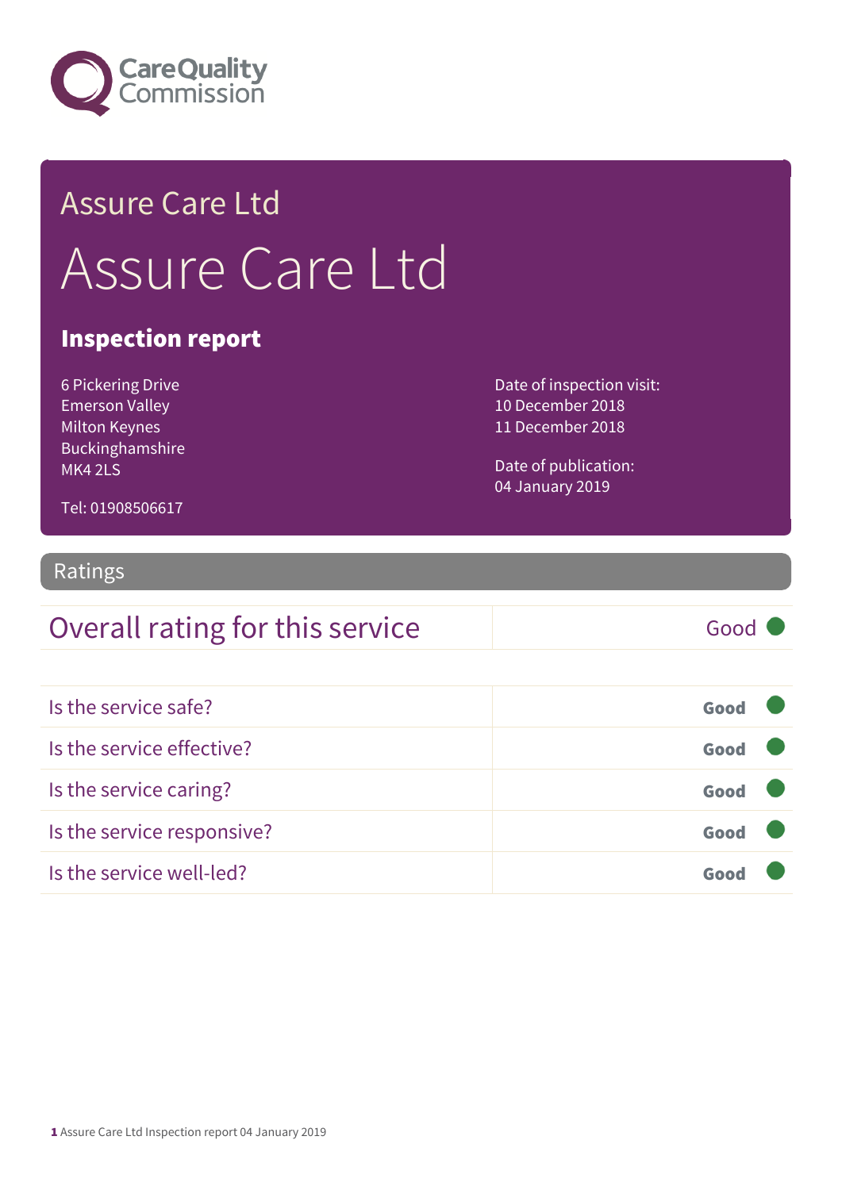Assure Care Ltd

# Assure Care Ltd

## Inspection report

6 Pickering Drive
Emerson Valley
Milton Keynes
Buckinghamshire
MK4 2LS

Tel: 01908506617

Date of inspection visit:
10 December 2018
11 December 2018

Date of publication:
04 January 2019

## Ratings

| Overall rating for this service | Good |
|---|---|

| | |
|---|---|
| Is the service safe? | **Good** |
| Is the service effective? | **Good** |
| Is the service caring? | **Good** |
| Is the service responsive? | **Good** |
| Is the service well-led? | **Good** |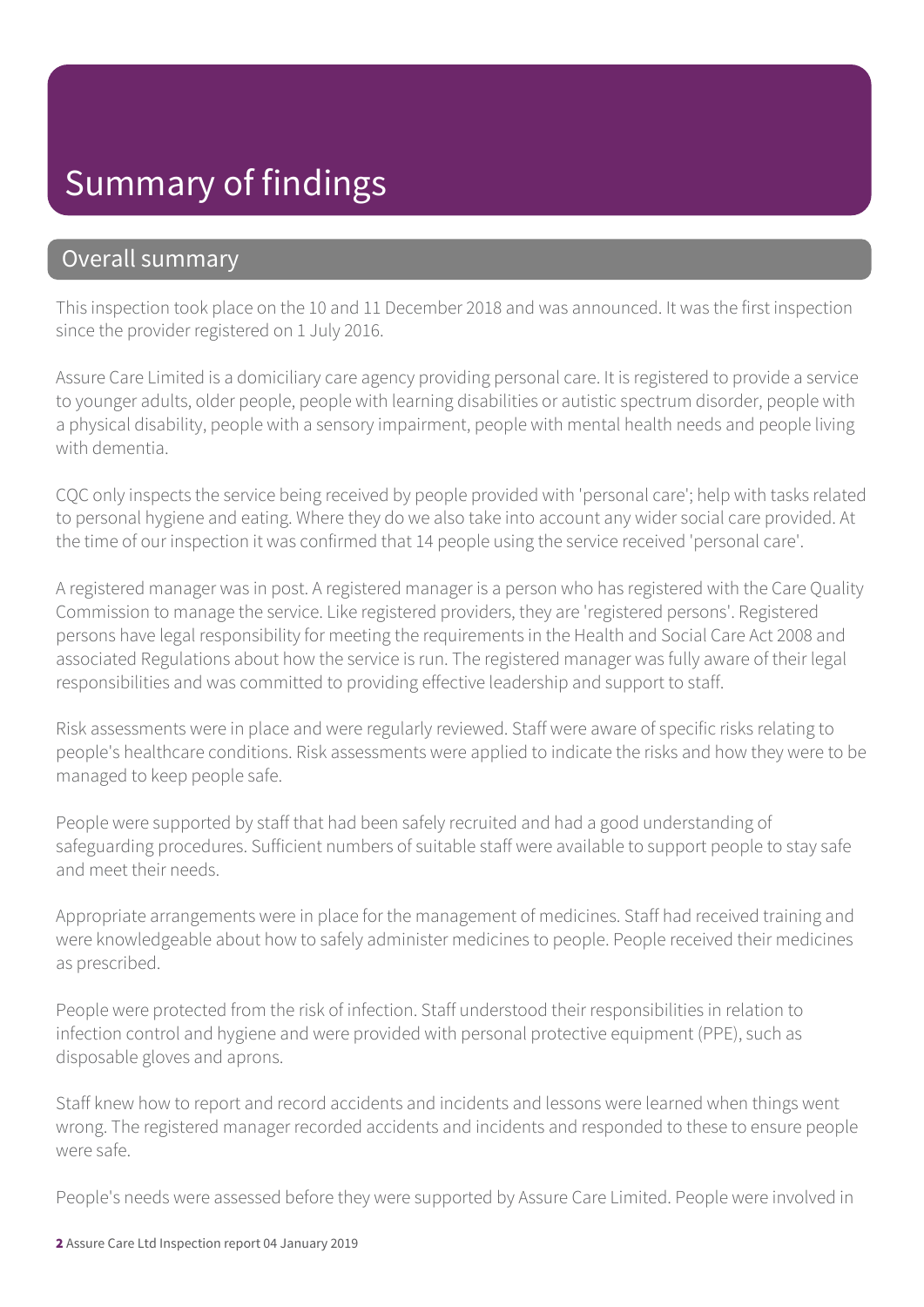# Summary of findings

## Overall summary

This inspection took place on the 10 and 11 December 2018 and was announced. It was the first inspection since the provider registered on 1 July 2016.

Assure Care Limited is a domiciliary care agency providing personal care. It is registered to provide a service to younger adults, older people, people with learning disabilities or autistic spectrum disorder, people with a physical disability, people with a sensory impairment, people with mental health needs and people living with dementia.

CQC only inspects the service being received by people provided with 'personal care'; help with tasks related to personal hygiene and eating. Where they do we also take into account any wider social care provided. At the time of our inspection it was confirmed that 14 people using the service received 'personal care'.

A registered manager was in post. A registered manager is a person who has registered with the Care Quality Commission to manage the service. Like registered providers, they are 'registered persons'. Registered persons have legal responsibility for meeting the requirements in the Health and Social Care Act 2008 and associated Regulations about how the service is run. The registered manager was fully aware of their legal responsibilities and was committed to providing effective leadership and support to staff.

Risk assessments were in place and were regularly reviewed. Staff were aware of specific risks relating to people's healthcare conditions. Risk assessments were applied to indicate the risks and how they were to be managed to keep people safe.

People were supported by staff that had been safely recruited and had a good understanding of safeguarding procedures. Sufficient numbers of suitable staff were available to support people to stay safe and meet their needs.

Appropriate arrangements were in place for the management of medicines. Staff had received training and were knowledgeable about how to safely administer medicines to people. People received their medicines as prescribed.

People were protected from the risk of infection. Staff understood their responsibilities in relation to infection control and hygiene and were provided with personal protective equipment (PPE), such as disposable gloves and aprons.

Staff knew how to report and record accidents and incidents and lessons were learned when things went wrong. The registered manager recorded accidents and incidents and responded to these to ensure people were safe.

People's needs were assessed before they were supported by Assure Care Limited. People were involved in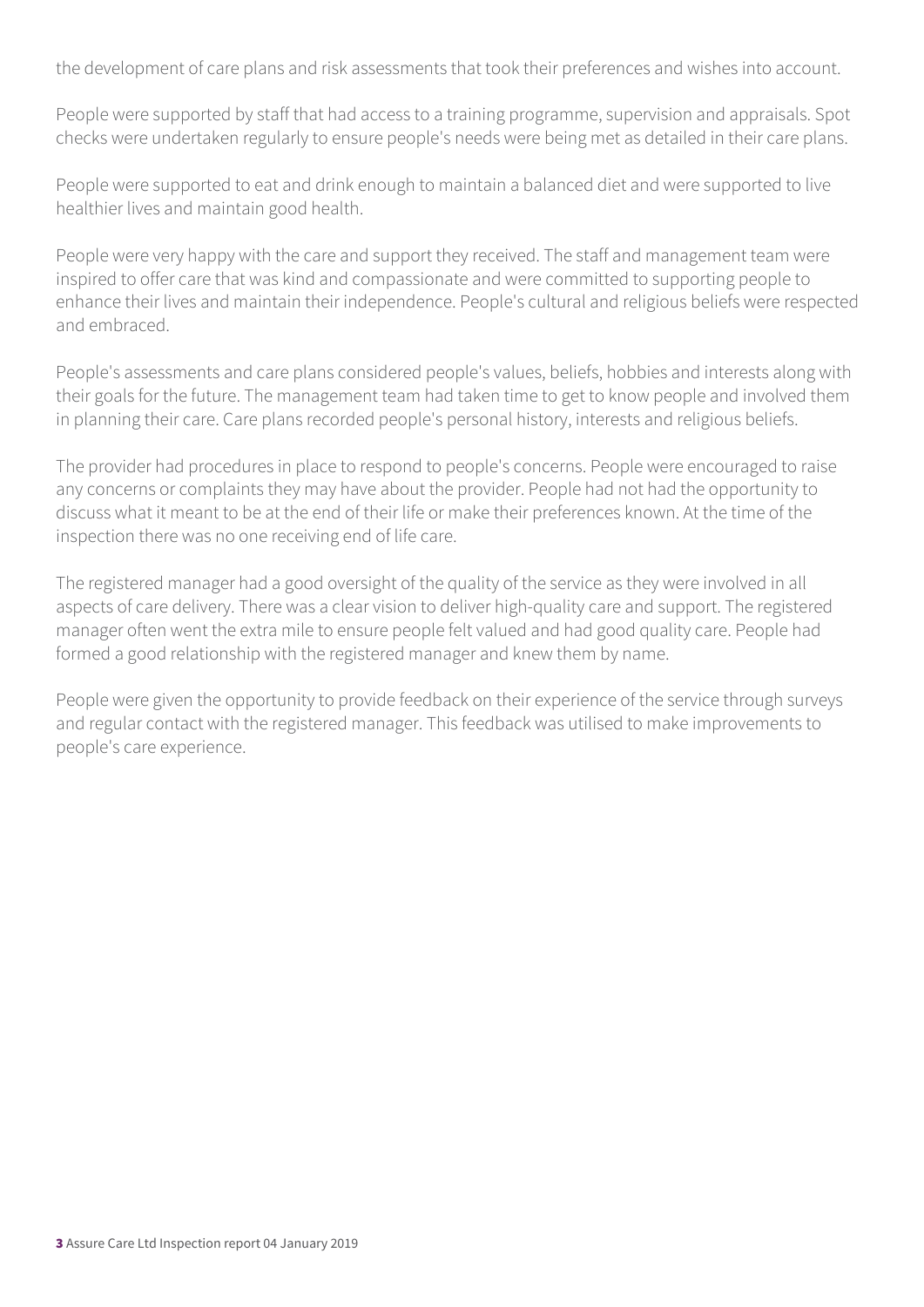the development of care plans and risk assessments that took their preferences and wishes into account.

People were supported by staff that had access to a training programme, supervision and appraisals. Spot checks were undertaken regularly to ensure people's needs were being met as detailed in their care plans.

People were supported to eat and drink enough to maintain a balanced diet and were supported to live healthier lives and maintain good health.

People were very happy with the care and support they received. The staff and management team were inspired to offer care that was kind and compassionate and were committed to supporting people to enhance their lives and maintain their independence. People's cultural and religious beliefs were respected and embraced.

People's assessments and care plans considered people's values, beliefs, hobbies and interests along with their goals for the future. The management team had taken time to get to know people and involved them in planning their care. Care plans recorded people's personal history, interests and religious beliefs.

The provider had procedures in place to respond to people's concerns. People were encouraged to raise any concerns or complaints they may have about the provider. People had not had the opportunity to discuss what it meant to be at the end of their life or make their preferences known. At the time of the inspection there was no one receiving end of life care.

The registered manager had a good oversight of the quality of the service as they were involved in all aspects of care delivery. There was a clear vision to deliver high-quality care and support. The registered manager often went the extra mile to ensure people felt valued and had good quality care. People had formed a good relationship with the registered manager and knew them by name.

People were given the opportunity to provide feedback on their experience of the service through surveys and regular contact with the registered manager. This feedback was utilised to make improvements to people's care experience.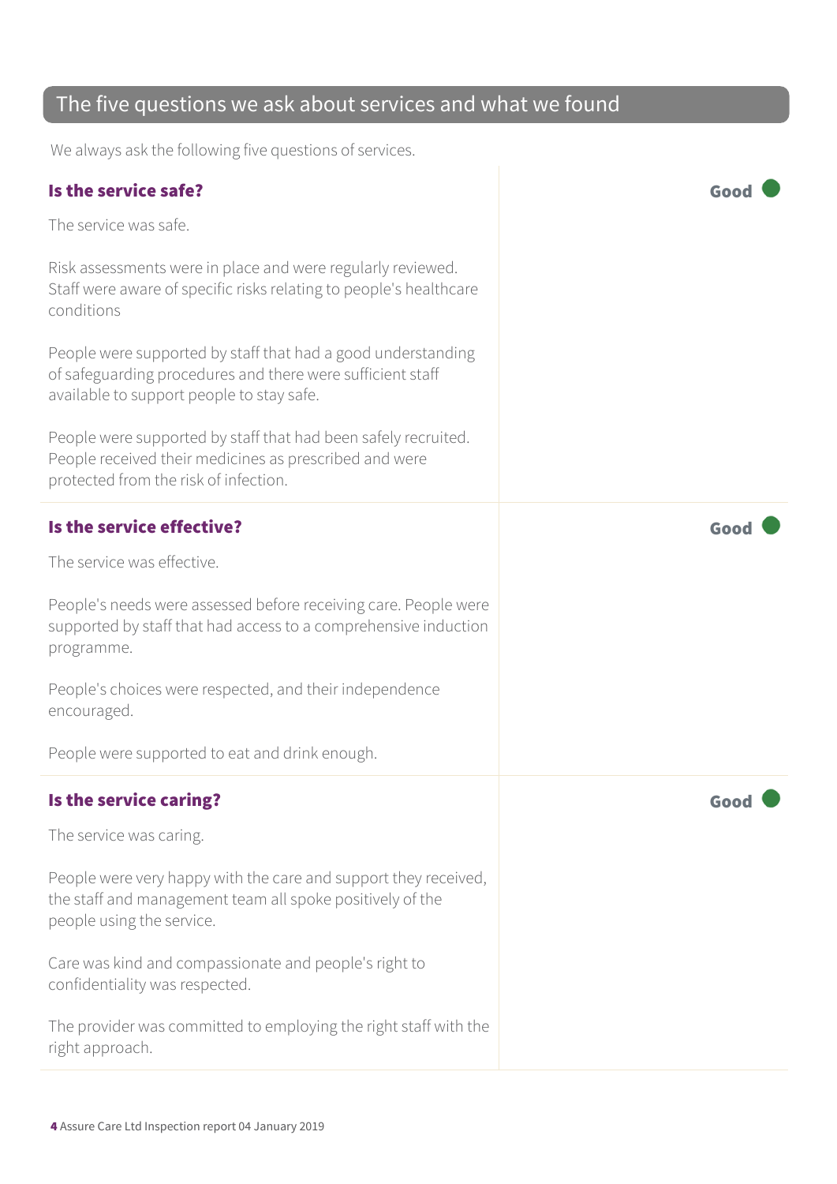## The five questions we ask about services and what we found

We always ask the following five questions of services.

### Is the service safe?

**Good**

The service was safe.

Risk assessments were in place and were regularly reviewed. Staff were aware of specific risks relating to people's healthcare conditions

People were supported by staff that had a good understanding of safeguarding procedures and there were sufficient staff available to support people to stay safe.

People were supported by staff that had been safely recruited. People received their medicines as prescribed and were protected from the risk of infection.

### Is the service effective?

**Good**

The service was effective.

People's needs were assessed before receiving care. People were supported by staff that had access to a comprehensive induction programme.

People's choices were respected, and their independence encouraged.

People were supported to eat and drink enough.

### Is the service caring?

**Good**

The service was caring.

People were very happy with the care and support they received, the staff and management team all spoke positively of the people using the service.

Care was kind and compassionate and people's right to confidentiality was respected.

The provider was committed to employing the right staff with the right approach.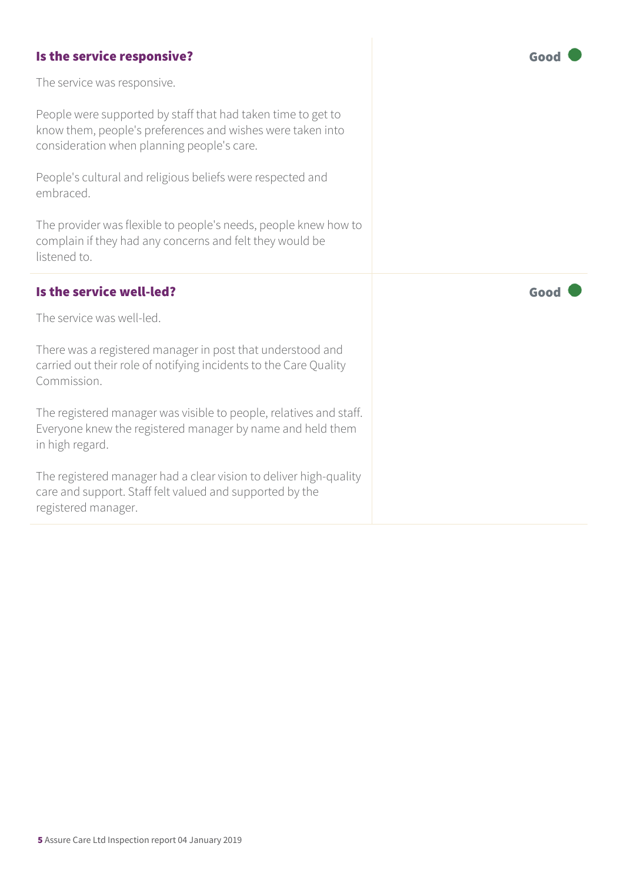### Is the service responsive?

**Good**

The service was responsive.

People were supported by staff that had taken time to get to know them, people's preferences and wishes were taken into consideration when planning people's care.

People's cultural and religious beliefs were respected and embraced.

The provider was flexible to people's needs, people knew how to complain if they had any concerns and felt they would be listened to.

### Is the service well-led?

**Good**

The service was well-led.

There was a registered manager in post that understood and carried out their role of notifying incidents to the Care Quality Commission.

The registered manager was visible to people, relatives and staff. Everyone knew the registered manager by name and held them in high regard.

The registered manager had a clear vision to deliver high-quality care and support. Staff felt valued and supported by the registered manager.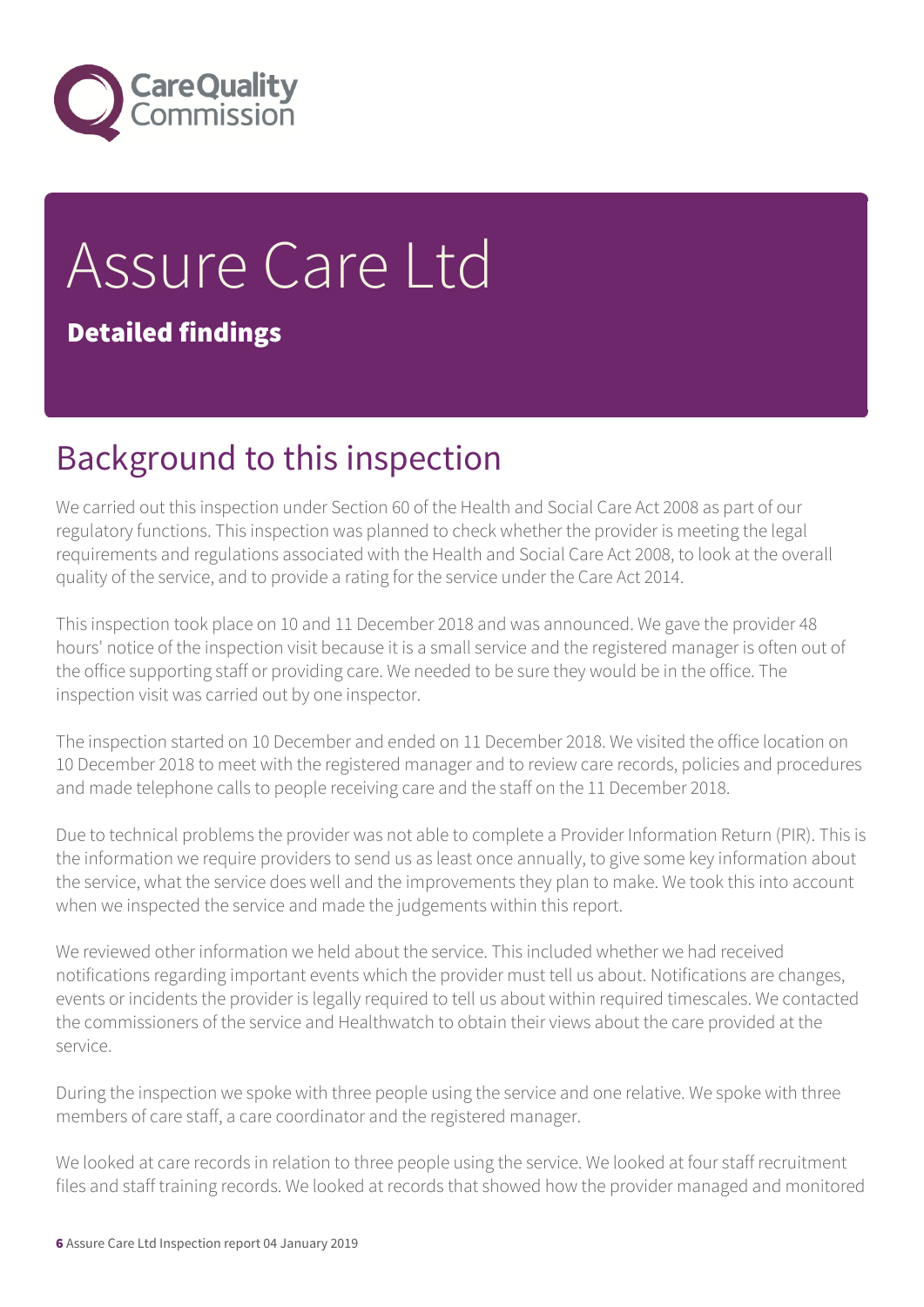# Assure Care Ltd

**Detailed findings**

## Background to this inspection

We carried out this inspection under Section 60 of the Health and Social Care Act 2008 as part of our regulatory functions. This inspection was planned to check whether the provider is meeting the legal requirements and regulations associated with the Health and Social Care Act 2008, to look at the overall quality of the service, and to provide a rating for the service under the Care Act 2014.

This inspection took place on 10 and 11 December 2018 and was announced. We gave the provider 48 hours' notice of the inspection visit because it is a small service and the registered manager is often out of the office supporting staff or providing care. We needed to be sure they would be in the office. The inspection visit was carried out by one inspector.

The inspection started on 10 December and ended on 11 December 2018. We visited the office location on 10 December 2018 to meet with the registered manager and to review care records, policies and procedures and made telephone calls to people receiving care and the staff on the 11 December 2018.

Due to technical problems the provider was not able to complete a Provider Information Return (PIR). This is the information we require providers to send us as least once annually, to give some key information about the service, what the service does well and the improvements they plan to make. We took this into account when we inspected the service and made the judgements within this report.

We reviewed other information we held about the service. This included whether we had received notifications regarding important events which the provider must tell us about. Notifications are changes, events or incidents the provider is legally required to tell us about within required timescales. We contacted the commissioners of the service and Healthwatch to obtain their views about the care provided at the service.

During the inspection we spoke with three people using the service and one relative. We spoke with three members of care staff, a care coordinator and the registered manager.

We looked at care records in relation to three people using the service. We looked at four staff recruitment files and staff training records. We looked at records that showed how the provider managed and monitored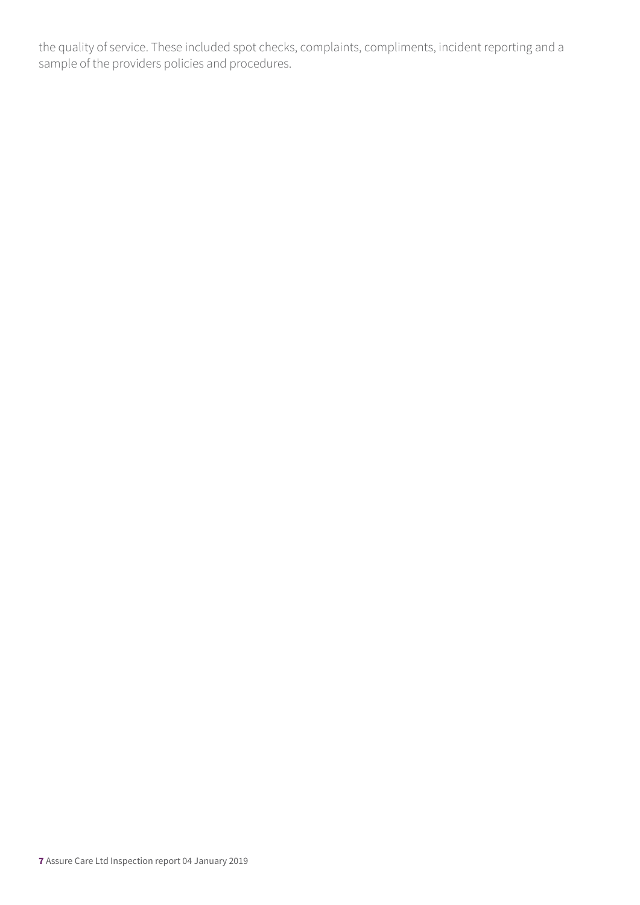the quality of service. These included spot checks, complaints, compliments, incident reporting and a sample of the providers policies and procedures.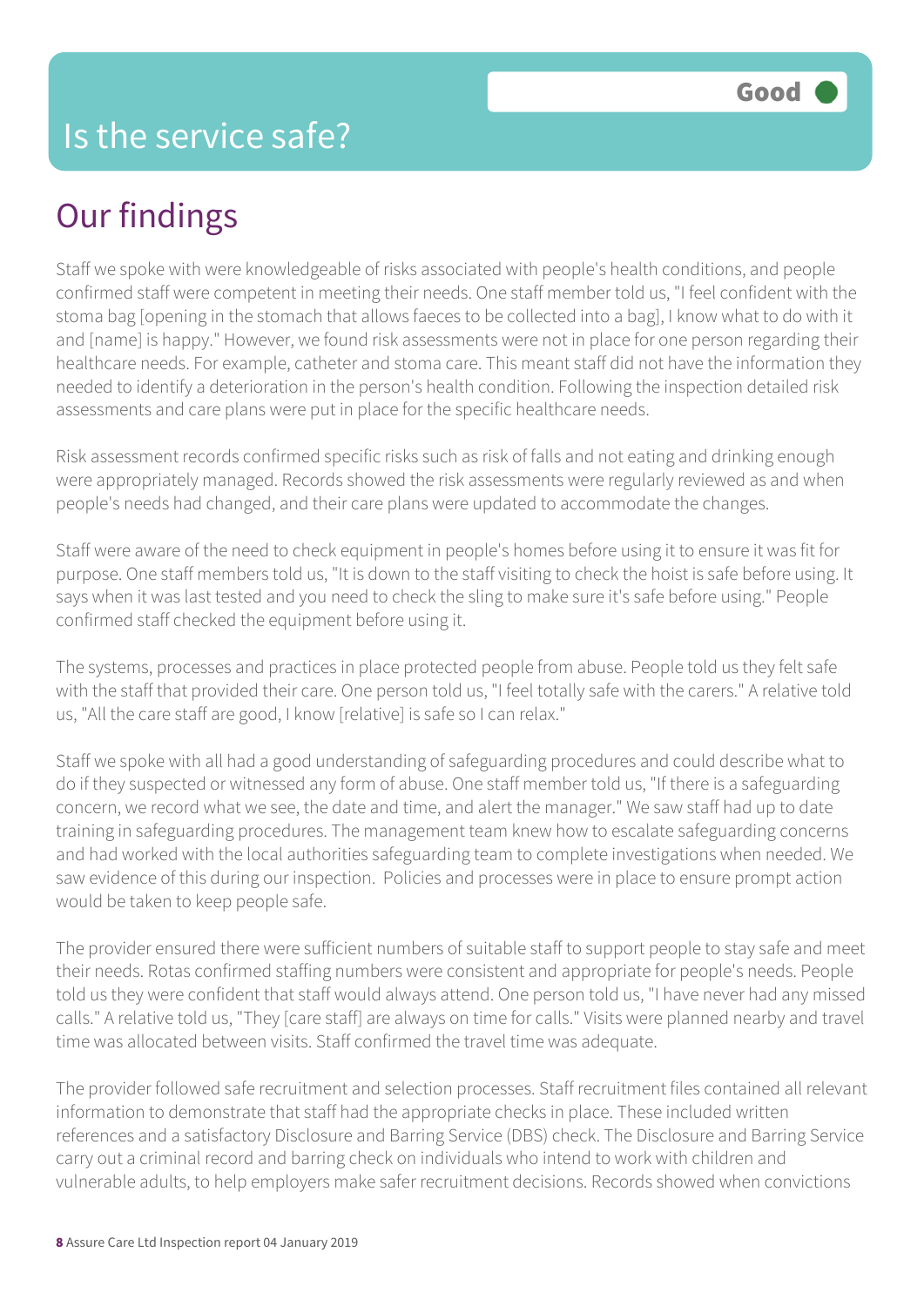# Is the service safe?

**Good**

## Our findings

Staff we spoke with were knowledgeable of risks associated with people's health conditions, and people confirmed staff were competent in meeting their needs. One staff member told us, "I feel confident with the stoma bag [opening in the stomach that allows faeces to be collected into a bag], I know what to do with it and [name] is happy." However, we found risk assessments were not in place for one person regarding their healthcare needs. For example, catheter and stoma care. This meant staff did not have the information they needed to identify a deterioration in the person's health condition. Following the inspection detailed risk assessments and care plans were put in place for the specific healthcare needs.

Risk assessment records confirmed specific risks such as risk of falls and not eating and drinking enough were appropriately managed. Records showed the risk assessments were regularly reviewed as and when people's needs had changed, and their care plans were updated to accommodate the changes.

Staff were aware of the need to check equipment in people's homes before using it to ensure it was fit for purpose. One staff members told us, "It is down to the staff visiting to check the hoist is safe before using. It says when it was last tested and you need to check the sling to make sure it's safe before using." People confirmed staff checked the equipment before using it.

The systems, processes and practices in place protected people from abuse. People told us they felt safe with the staff that provided their care. One person told us, "I feel totally safe with the carers." A relative told us, "All the care staff are good, I know [relative] is safe so I can relax."

Staff we spoke with all had a good understanding of safeguarding procedures and could describe what to do if they suspected or witnessed any form of abuse. One staff member told us, "If there is a safeguarding concern, we record what we see, the date and time, and alert the manager." We saw staff had up to date training in safeguarding procedures. The management team knew how to escalate safeguarding concerns and had worked with the local authorities safeguarding team to complete investigations when needed. We saw evidence of this during our inspection. Policies and processes were in place to ensure prompt action would be taken to keep people safe.

The provider ensured there were sufficient numbers of suitable staff to support people to stay safe and meet their needs. Rotas confirmed staffing numbers were consistent and appropriate for people's needs. People told us they were confident that staff would always attend. One person told us, "I have never had any missed calls." A relative told us, "They [care staff] are always on time for calls." Visits were planned nearby and travel time was allocated between visits. Staff confirmed the travel time was adequate.

The provider followed safe recruitment and selection processes. Staff recruitment files contained all relevant information to demonstrate that staff had the appropriate checks in place. These included written references and a satisfactory Disclosure and Barring Service (DBS) check. The Disclosure and Barring Service carry out a criminal record and barring check on individuals who intend to work with children and vulnerable adults, to help employers make safer recruitment decisions. Records showed when convictions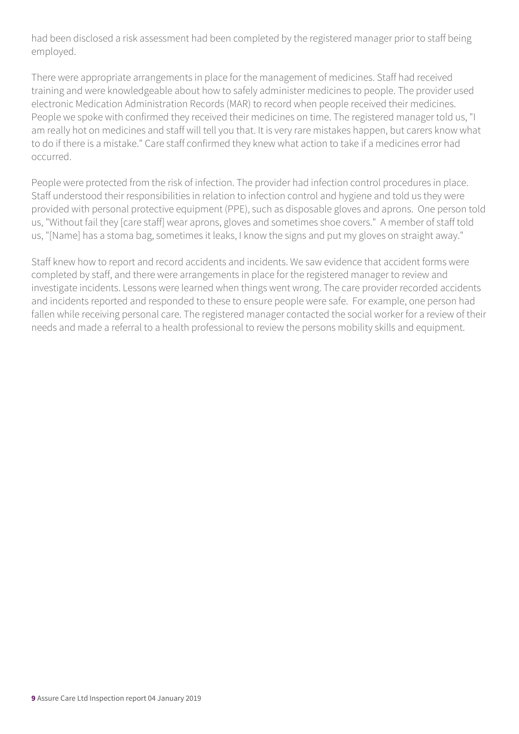had been disclosed a risk assessment had been completed by the registered manager prior to staff being employed.

There were appropriate arrangements in place for the management of medicines. Staff had received training and were knowledgeable about how to safely administer medicines to people. The provider used electronic Medication Administration Records (MAR) to record when people received their medicines. People we spoke with confirmed they received their medicines on time. The registered manager told us, "I am really hot on medicines and staff will tell you that. It is very rare mistakes happen, but carers know what to do if there is a mistake." Care staff confirmed they knew what action to take if a medicines error had occurred.

People were protected from the risk of infection. The provider had infection control procedures in place. Staff understood their responsibilities in relation to infection control and hygiene and told us they were provided with personal protective equipment (PPE), such as disposable gloves and aprons. One person told us, "Without fail they [care staff] wear aprons, gloves and sometimes shoe covers." A member of staff told us, "[Name] has a stoma bag, sometimes it leaks, I know the signs and put my gloves on straight away."

Staff knew how to report and record accidents and incidents. We saw evidence that accident forms were completed by staff, and there were arrangements in place for the registered manager to review and investigate incidents. Lessons were learned when things went wrong. The care provider recorded accidents and incidents reported and responded to these to ensure people were safe. For example, one person had fallen while receiving personal care. The registered manager contacted the social worker for a review of their needs and made a referral to a health professional to review the persons mobility skills and equipment.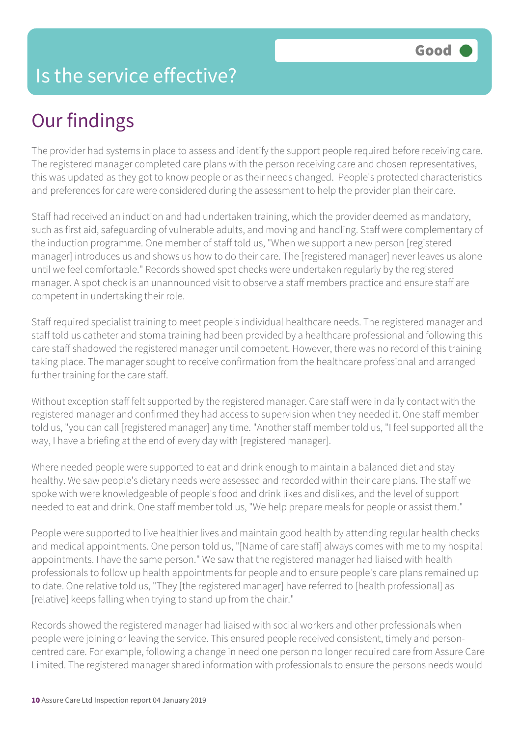# Is the service effective?

Good

## Our findings

The provider had systems in place to assess and identify the support people required before receiving care. The registered manager completed care plans with the person receiving care and chosen representatives, this was updated as they got to know people or as their needs changed. People's protected characteristics and preferences for care were considered during the assessment to help the provider plan their care.

Staff had received an induction and had undertaken training, which the provider deemed as mandatory, such as first aid, safeguarding of vulnerable adults, and moving and handling. Staff were complementary of the induction programme. One member of staff told us, "When we support a new person [registered manager] introduces us and shows us how to do their care. The [registered manager] never leaves us alone until we feel comfortable." Records showed spot checks were undertaken regularly by the registered manager. A spot check is an unannounced visit to observe a staff members practice and ensure staff are competent in undertaking their role.

Staff required specialist training to meet people's individual healthcare needs. The registered manager and staff told us catheter and stoma training had been provided by a healthcare professional and following this care staff shadowed the registered manager until competent. However, there was no record of this training taking place. The manager sought to receive confirmation from the healthcare professional and arranged further training for the care staff.

Without exception staff felt supported by the registered manager. Care staff were in daily contact with the registered manager and confirmed they had access to supervision when they needed it. One staff member told us, "you can call [registered manager] any time. "Another staff member told us, "I feel supported all the way, I have a briefing at the end of every day with [registered manager].

Where needed people were supported to eat and drink enough to maintain a balanced diet and stay healthy. We saw people's dietary needs were assessed and recorded within their care plans. The staff we spoke with were knowledgeable of people's food and drink likes and dislikes, and the level of support needed to eat and drink. One staff member told us, "We help prepare meals for people or assist them."

People were supported to live healthier lives and maintain good health by attending regular health checks and medical appointments. One person told us, "[Name of care staff] always comes with me to my hospital appointments. I have the same person." We saw that the registered manager had liaised with health professionals to follow up health appointments for people and to ensure people's care plans remained up to date. One relative told us, "They [the registered manager] have referred to [health professional] as [relative] keeps falling when trying to stand up from the chair."

Records showed the registered manager had liaised with social workers and other professionals when people were joining or leaving the service. This ensured people received consistent, timely and person-centred care. For example, following a change in need one person no longer required care from Assure Care Limited. The registered manager shared information with professionals to ensure the persons needs would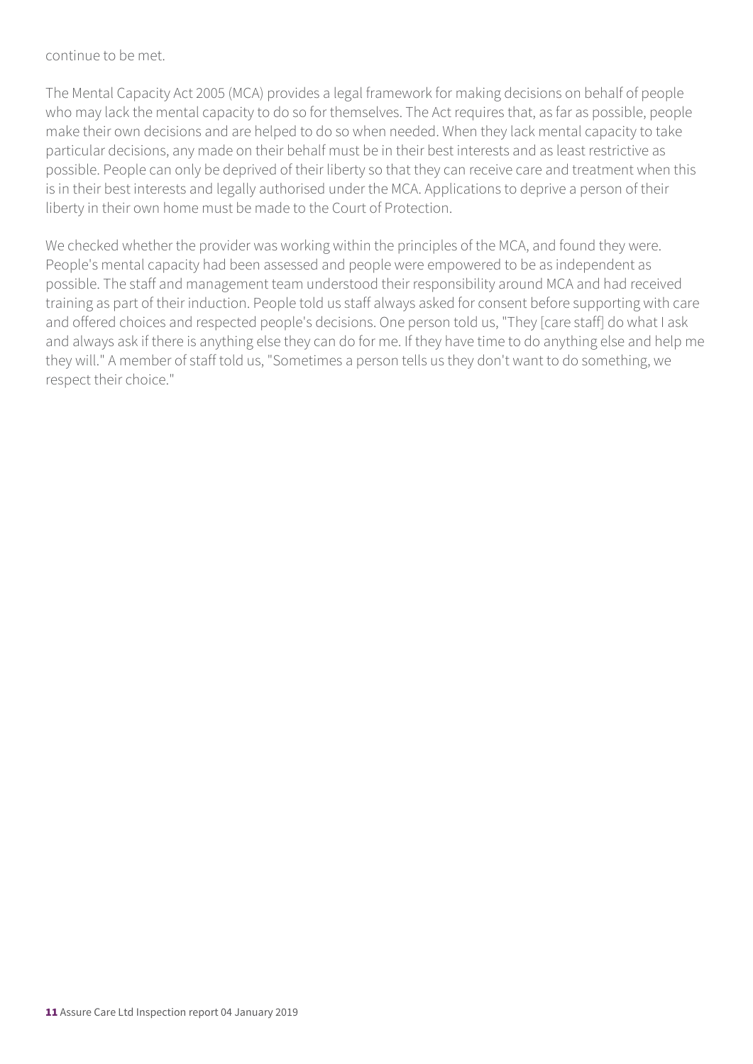continue to be met.

The Mental Capacity Act 2005 (MCA) provides a legal framework for making decisions on behalf of people who may lack the mental capacity to do so for themselves. The Act requires that, as far as possible, people make their own decisions and are helped to do so when needed. When they lack mental capacity to take particular decisions, any made on their behalf must be in their best interests and as least restrictive as possible. People can only be deprived of their liberty so that they can receive care and treatment when this is in their best interests and legally authorised under the MCA. Applications to deprive a person of their liberty in their own home must be made to the Court of Protection.

We checked whether the provider was working within the principles of the MCA, and found they were. People's mental capacity had been assessed and people were empowered to be as independent as possible. The staff and management team understood their responsibility around MCA and had received training as part of their induction. People told us staff always asked for consent before supporting with care and offered choices and respected people's decisions. One person told us, "They [care staff] do what I ask and always ask if there is anything else they can do for me. If they have time to do anything else and help me they will." A member of staff told us, "Sometimes a person tells us they don't want to do something, we respect their choice."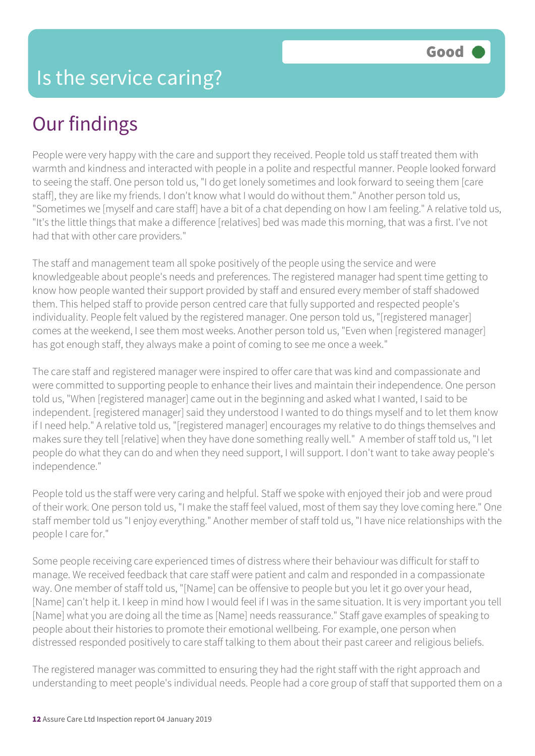# Is the service caring?

Good

## Our findings

People were very happy with the care and support they received. People told us staff treated them with warmth and kindness and interacted with people in a polite and respectful manner. People looked forward to seeing the staff. One person told us, "I do get lonely sometimes and look forward to seeing them [care staff], they are like my friends. I don't know what I would do without them." Another person told us, "Sometimes we [myself and care staff] have a bit of a chat depending on how I am feeling." A relative told us, "It's the little things that make a difference [relatives] bed was made this morning, that was a first. I've not had that with other care providers."

The staff and management team all spoke positively of the people using the service and were knowledgeable about people's needs and preferences. The registered manager had spent time getting to know how people wanted their support provided by staff and ensured every member of staff shadowed them. This helped staff to provide person centred care that fully supported and respected people's individuality. People felt valued by the registered manager. One person told us, "[registered manager] comes at the weekend, I see them most weeks. Another person told us, "Even when [registered manager] has got enough staff, they always make a point of coming to see me once a week."

The care staff and registered manager were inspired to offer care that was kind and compassionate and were committed to supporting people to enhance their lives and maintain their independence. One person told us, "When [registered manager] came out in the beginning and asked what I wanted, I said to be independent. [registered manager] said they understood I wanted to do things myself and to let them know if I need help." A relative told us, "[registered manager] encourages my relative to do things themselves and makes sure they tell [relative] when they have done something really well." A member of staff told us, "I let people do what they can do and when they need support, I will support. I don't want to take away people's independence."

People told us the staff were very caring and helpful. Staff we spoke with enjoyed their job and were proud of their work. One person told us, "I make the staff feel valued, most of them say they love coming here." One staff member told us "I enjoy everything." Another member of staff told us, "I have nice relationships with the people I care for."

Some people receiving care experienced times of distress where their behaviour was difficult for staff to manage. We received feedback that care staff were patient and calm and responded in a compassionate way. One member of staff told us, "[Name] can be offensive to people but you let it go over your head, [Name] can't help it. I keep in mind how I would feel if I was in the same situation. It is very important you tell [Name] what you are doing all the time as [Name] needs reassurance." Staff gave examples of speaking to people about their histories to promote their emotional wellbeing. For example, one person when distressed responded positively to care staff talking to them about their past career and religious beliefs.

The registered manager was committed to ensuring they had the right staff with the right approach and understanding to meet people's individual needs. People had a core group of staff that supported them on a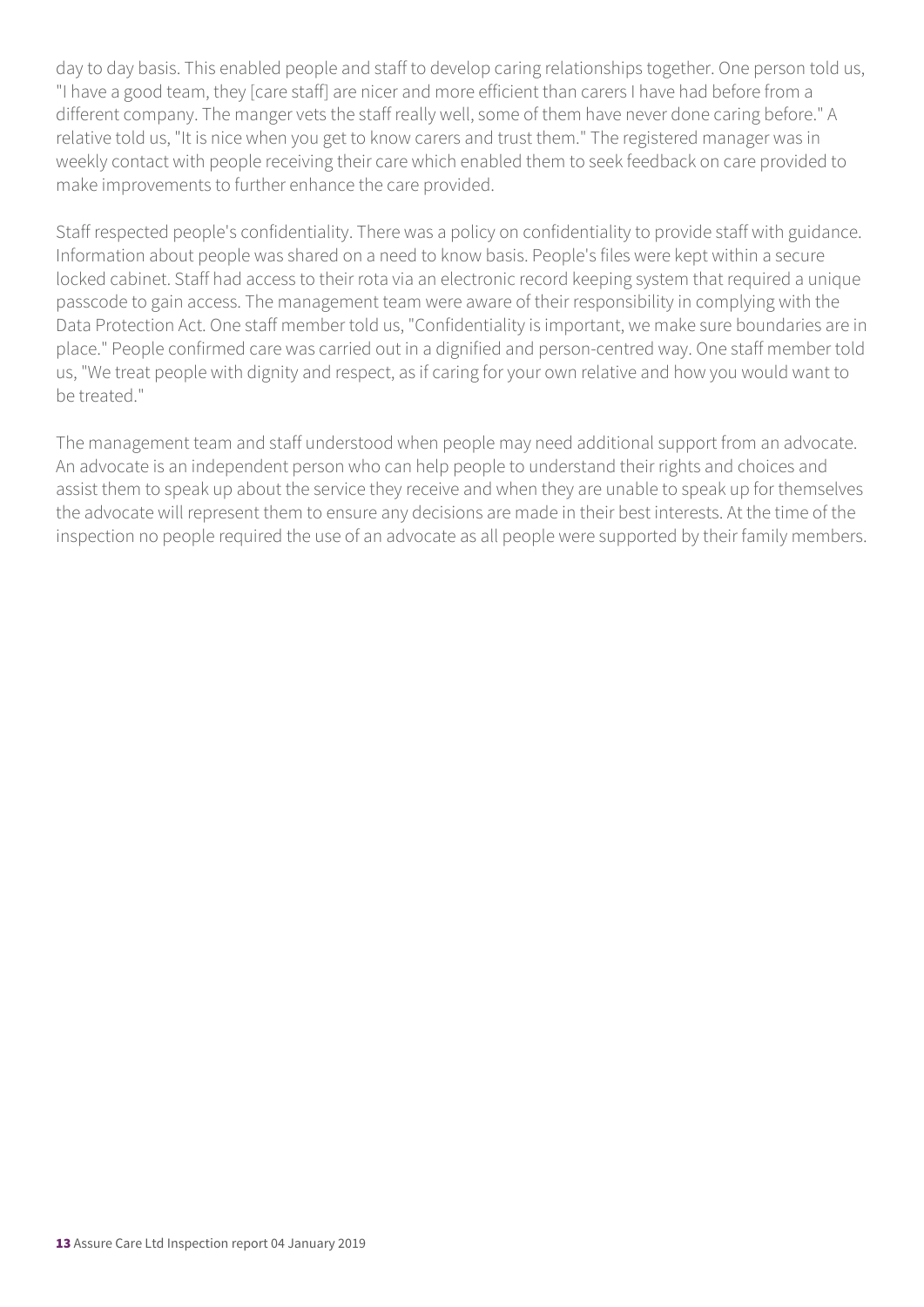day to day basis. This enabled people and staff to develop caring relationships together. One person told us, "I have a good team, they [care staff] are nicer and more efficient than carers I have had before from a different company. The manger vets the staff really well, some of them have never done caring before." A relative told us, "It is nice when you get to know carers and trust them." The registered manager was in weekly contact with people receiving their care which enabled them to seek feedback on care provided to make improvements to further enhance the care provided.

Staff respected people's confidentiality. There was a policy on confidentiality to provide staff with guidance. Information about people was shared on a need to know basis. People's files were kept within a secure locked cabinet. Staff had access to their rota via an electronic record keeping system that required a unique passcode to gain access. The management team were aware of their responsibility in complying with the Data Protection Act. One staff member told us, "Confidentiality is important, we make sure boundaries are in place." People confirmed care was carried out in a dignified and person-centred way. One staff member told us, "We treat people with dignity and respect, as if caring for your own relative and how you would want to be treated."

The management team and staff understood when people may need additional support from an advocate. An advocate is an independent person who can help people to understand their rights and choices and assist them to speak up about the service they receive and when they are unable to speak up for themselves the advocate will represent them to ensure any decisions are made in their best interests. At the time of the inspection no people required the use of an advocate as all people were supported by their family members.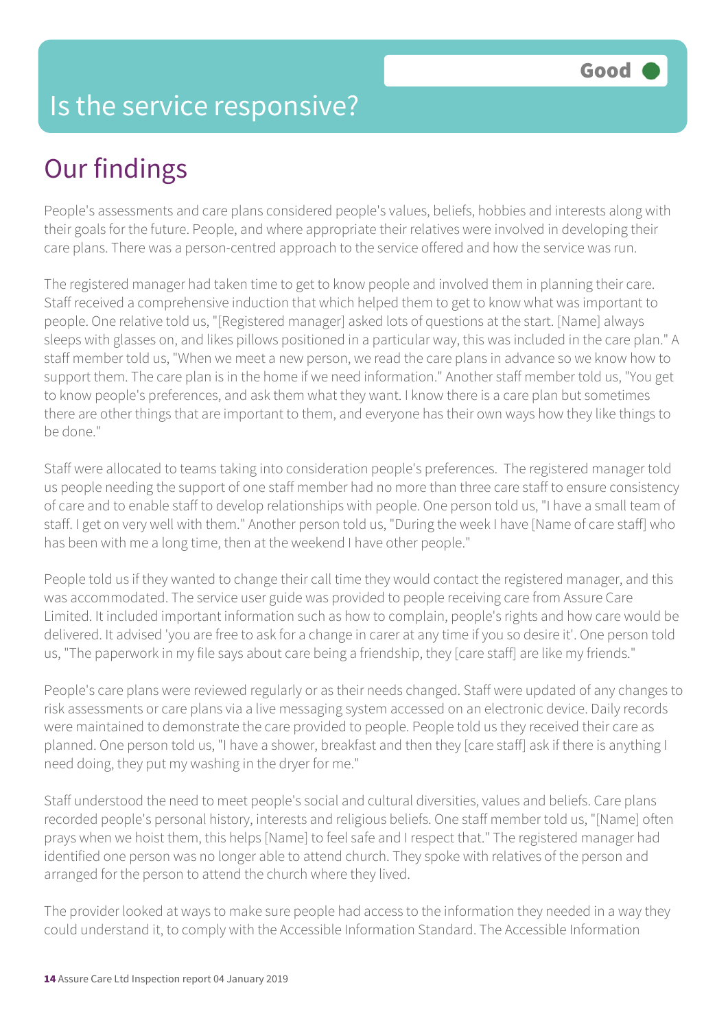# Is the service responsive?

Good

## Our findings

People's assessments and care plans considered people's values, beliefs, hobbies and interests along with their goals for the future. People, and where appropriate their relatives were involved in developing their care plans. There was a person-centred approach to the service offered and how the service was run.

The registered manager had taken time to get to know people and involved them in planning their care. Staff received a comprehensive induction that which helped them to get to know what was important to people. One relative told us, "[Registered manager] asked lots of questions at the start. [Name] always sleeps with glasses on, and likes pillows positioned in a particular way, this was included in the care plan." A staff member told us, "When we meet a new person, we read the care plans in advance so we know how to support them. The care plan is in the home if we need information." Another staff member told us, "You get to know people's preferences, and ask them what they want. I know there is a care plan but sometimes there are other things that are important to them, and everyone has their own ways how they like things to be done."

Staff were allocated to teams taking into consideration people's preferences. The registered manager told us people needing the support of one staff member had no more than three care staff to ensure consistency of care and to enable staff to develop relationships with people. One person told us, "I have a small team of staff. I get on very well with them." Another person told us, "During the week I have [Name of care staff] who has been with me a long time, then at the weekend I have other people."

People told us if they wanted to change their call time they would contact the registered manager, and this was accommodated. The service user guide was provided to people receiving care from Assure Care Limited. It included important information such as how to complain, people's rights and how care would be delivered. It advised 'you are free to ask for a change in carer at any time if you so desire it'. One person told us, "The paperwork in my file says about care being a friendship, they [care staff] are like my friends."

People's care plans were reviewed regularly or as their needs changed. Staff were updated of any changes to risk assessments or care plans via a live messaging system accessed on an electronic device. Daily records were maintained to demonstrate the care provided to people. People told us they received their care as planned. One person told us, "I have a shower, breakfast and then they [care staff] ask if there is anything I need doing, they put my washing in the dryer for me."

Staff understood the need to meet people's social and cultural diversities, values and beliefs. Care plans recorded people's personal history, interests and religious beliefs. One staff member told us, "[Name] often prays when we hoist them, this helps [Name] to feel safe and I respect that." The registered manager had identified one person was no longer able to attend church. They spoke with relatives of the person and arranged for the person to attend the church where they lived.

The provider looked at ways to make sure people had access to the information they needed in a way they could understand it, to comply with the Accessible Information Standard. The Accessible Information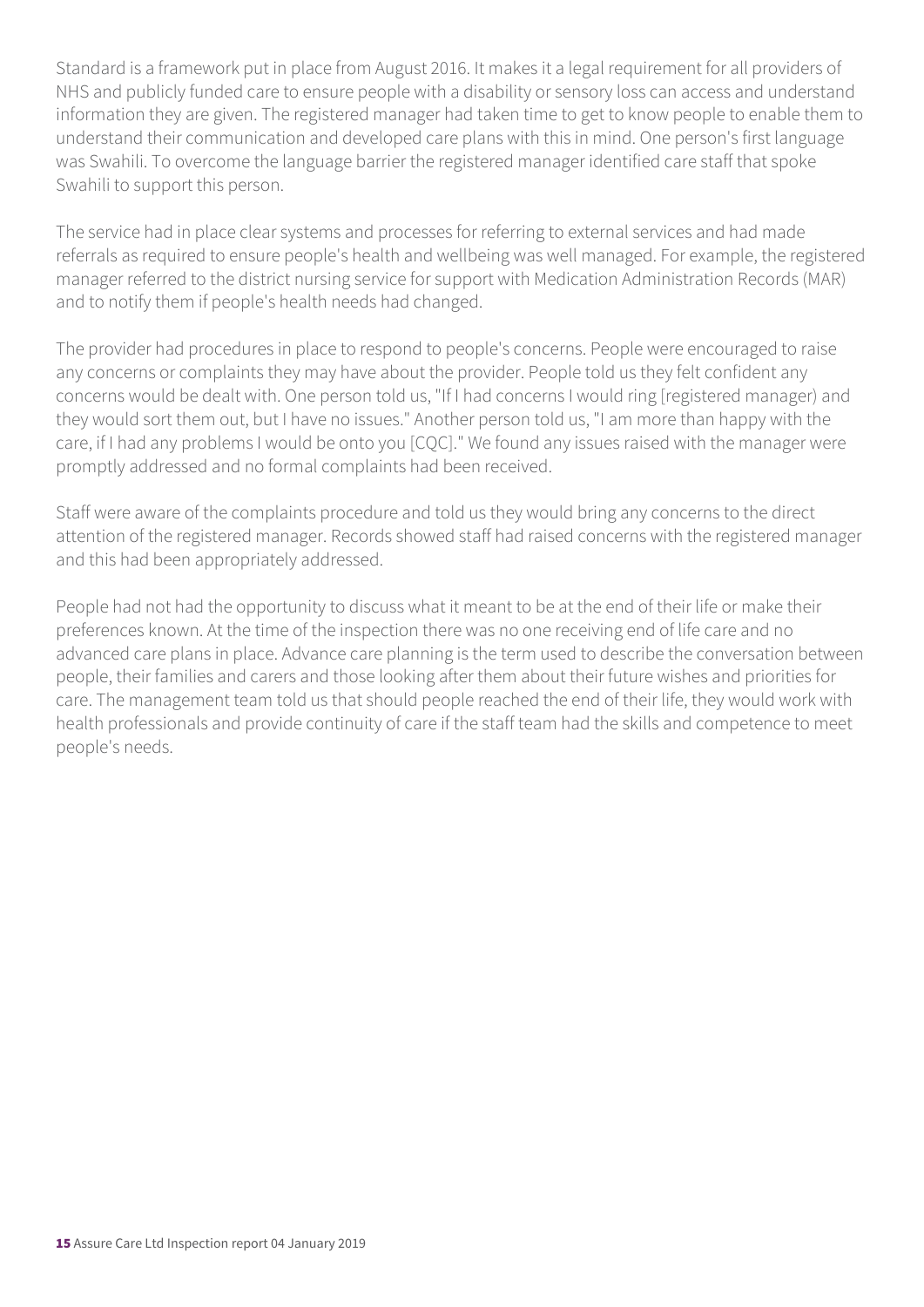Standard is a framework put in place from August 2016. It makes it a legal requirement for all providers of NHS and publicly funded care to ensure people with a disability or sensory loss can access and understand information they are given. The registered manager had taken time to get to know people to enable them to understand their communication and developed care plans with this in mind. One person's first language was Swahili. To overcome the language barrier the registered manager identified care staff that spoke Swahili to support this person.

The service had in place clear systems and processes for referring to external services and had made referrals as required to ensure people's health and wellbeing was well managed. For example, the registered manager referred to the district nursing service for support with Medication Administration Records (MAR) and to notify them if people's health needs had changed.

The provider had procedures in place to respond to people's concerns. People were encouraged to raise any concerns or complaints they may have about the provider. People told us they felt confident any concerns would be dealt with. One person told us, "If I had concerns I would ring [registered manager) and they would sort them out, but I have no issues." Another person told us, "I am more than happy with the care, if I had any problems I would be onto you [CQC]." We found any issues raised with the manager were promptly addressed and no formal complaints had been received.

Staff were aware of the complaints procedure and told us they would bring any concerns to the direct attention of the registered manager. Records showed staff had raised concerns with the registered manager and this had been appropriately addressed.

People had not had the opportunity to discuss what it meant to be at the end of their life or make their preferences known. At the time of the inspection there was no one receiving end of life care and no advanced care plans in place. Advance care planning is the term used to describe the conversation between people, their families and carers and those looking after them about their future wishes and priorities for care. The management team told us that should people reached the end of their life, they would work with health professionals and provide continuity of care if the staff team had the skills and competence to meet people's needs.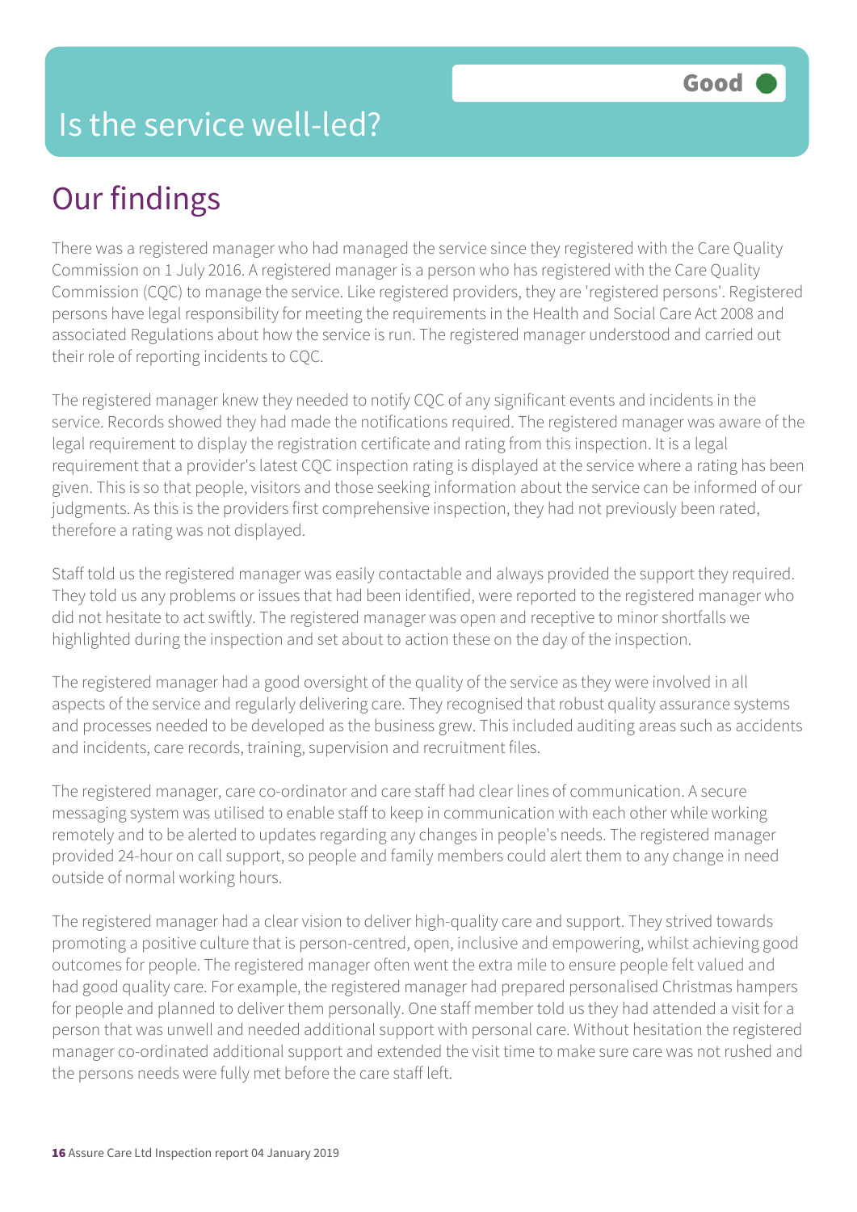# Is the service well-led?

**Good**

## Our findings

There was a registered manager who had managed the service since they registered with the Care Quality Commission on 1 July 2016. A registered manager is a person who has registered with the Care Quality Commission (CQC) to manage the service. Like registered providers, they are 'registered persons'. Registered persons have legal responsibility for meeting the requirements in the Health and Social Care Act 2008 and associated Regulations about how the service is run. The registered manager understood and carried out their role of reporting incidents to CQC.

The registered manager knew they needed to notify CQC of any significant events and incidents in the service. Records showed they had made the notifications required. The registered manager was aware of the legal requirement to display the registration certificate and rating from this inspection. It is a legal requirement that a provider's latest CQC inspection rating is displayed at the service where a rating has been given. This is so that people, visitors and those seeking information about the service can be informed of our judgments. As this is the providers first comprehensive inspection, they had not previously been rated, therefore a rating was not displayed.

Staff told us the registered manager was easily contactable and always provided the support they required. They told us any problems or issues that had been identified, were reported to the registered manager who did not hesitate to act swiftly. The registered manager was open and receptive to minor shortfalls we highlighted during the inspection and set about to action these on the day of the inspection.

The registered manager had a good oversight of the quality of the service as they were involved in all aspects of the service and regularly delivering care. They recognised that robust quality assurance systems and processes needed to be developed as the business grew. This included auditing areas such as accidents and incidents, care records, training, supervision and recruitment files.

The registered manager, care co-ordinator and care staff had clear lines of communication. A secure messaging system was utilised to enable staff to keep in communication with each other while working remotely and to be alerted to updates regarding any changes in people's needs. The registered manager provided 24-hour on call support, so people and family members could alert them to any change in need outside of normal working hours.

The registered manager had a clear vision to deliver high-quality care and support. They strived towards promoting a positive culture that is person-centred, open, inclusive and empowering, whilst achieving good outcomes for people. The registered manager often went the extra mile to ensure people felt valued and had good quality care. For example, the registered manager had prepared personalised Christmas hampers for people and planned to deliver them personally. One staff member told us they had attended a visit for a person that was unwell and needed additional support with personal care. Without hesitation the registered manager co-ordinated additional support and extended the visit time to make sure care was not rushed and the persons needs were fully met before the care staff left.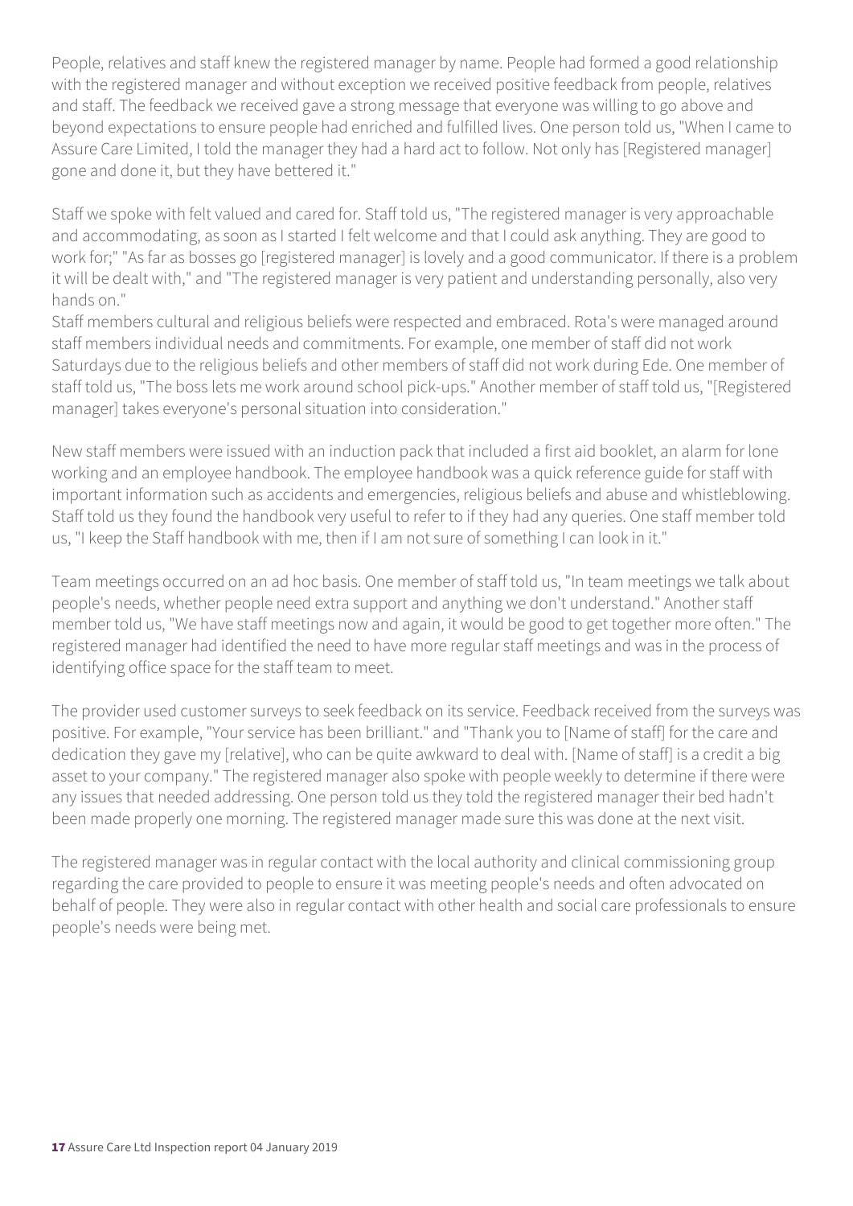People, relatives and staff knew the registered manager by name. People had formed a good relationship with the registered manager and without exception we received positive feedback from people, relatives and staff. The feedback we received gave a strong message that everyone was willing to go above and beyond expectations to ensure people had enriched and fulfilled lives. One person told us, "When I came to Assure Care Limited, I told the manager they had a hard act to follow. Not only has [Registered manager] gone and done it, but they have bettered it."

Staff we spoke with felt valued and cared for. Staff told us, "The registered manager is very approachable and accommodating, as soon as I started I felt welcome and that I could ask anything. They are good to work for;" "As far as bosses go [registered manager] is lovely and a good communicator. If there is a problem it will be dealt with," and "The registered manager is very patient and understanding personally, also very hands on."

Staff members cultural and religious beliefs were respected and embraced. Rota's were managed around staff members individual needs and commitments. For example, one member of staff did not work Saturdays due to the religious beliefs and other members of staff did not work during Ede. One member of staff told us, "The boss lets me work around school pick-ups." Another member of staff told us, "[Registered manager] takes everyone's personal situation into consideration."

New staff members were issued with an induction pack that included a first aid booklet, an alarm for lone working and an employee handbook. The employee handbook was a quick reference guide for staff with important information such as accidents and emergencies, religious beliefs and abuse and whistleblowing. Staff told us they found the handbook very useful to refer to if they had any queries. One staff member told us, "I keep the Staff handbook with me, then if I am not sure of something I can look in it."

Team meetings occurred on an ad hoc basis. One member of staff told us, "In team meetings we talk about people's needs, whether people need extra support and anything we don't understand." Another staff member told us, "We have staff meetings now and again, it would be good to get together more often." The registered manager had identified the need to have more regular staff meetings and was in the process of identifying office space for the staff team to meet.

The provider used customer surveys to seek feedback on its service. Feedback received from the surveys was positive. For example, "Your service has been brilliant." and "Thank you to [Name of staff] for the care and dedication they gave my [relative], who can be quite awkward to deal with. [Name of staff] is a credit a big asset to your company." The registered manager also spoke with people weekly to determine if there were any issues that needed addressing. One person told us they told the registered manager their bed hadn't been made properly one morning. The registered manager made sure this was done at the next visit.

The registered manager was in regular contact with the local authority and clinical commissioning group regarding the care provided to people to ensure it was meeting people's needs and often advocated on behalf of people. They were also in regular contact with other health and social care professionals to ensure people's needs were being met.